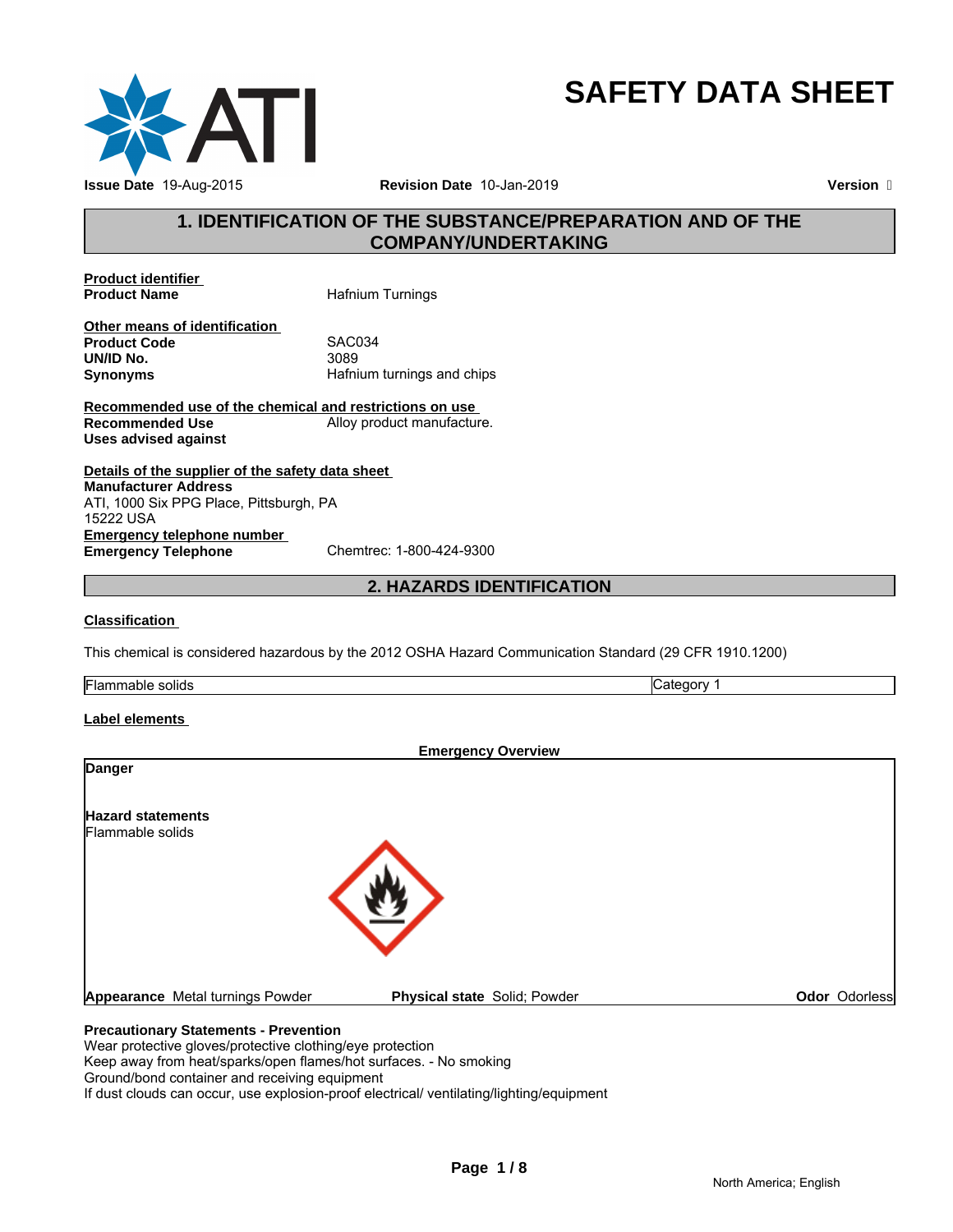# SAFETY DATA SHEET

**Issue Date** 19-Aug-2015 **Revision Date** 10-Jan-2019 **Version**

## 1. IDENTIFICATION OF THE SUBSTANCE/PREPARATION AND OF THE COMPANY/UNDERTAKING

**Product identifier**

**Product Name** Hafnium Turnings

**Other means of identification**

**Product Code** SAC034
**UN/ID No.** 3089
**Synonyms** Hafnium turnings and chips

**Recommended use of the chemical and restrictions on use**

**Recommended Use** Alloy product manufacture.
**Uses advised against**

**Details of the supplier of the safety data sheet**

**Manufacturer Address**
ATI, 1000 Six PPG Place, Pittsburgh, PA
15222 USA

**Emergency telephone number**

**Emergency Telephone** Chemtrec: 1-800-424-9300

## 2. HAZARDS IDENTIFICATION

**Classification**

This chemical is considered hazardous by the 2012 OSHA Hazard Communication Standard (29 CFR 1910.1200)

| Flammable solids | Category 1 |
|---|---|

**Label elements**

**Emergency Overview**

**Danger**

**Hazard statements**
Flammable solids

**Appearance** Metal turnings Powder **Physical state** Solid; Powder **Odor** Odorless

**Precautionary Statements - Prevention**
Wear protective gloves/protective clothing/eye protection
Keep away from heat/sparks/open flames/hot surfaces. - No smoking
Ground/bond container and receiving equipment
If dust clouds can occur, use explosion-proof electrical/ ventilating/lighting/equipment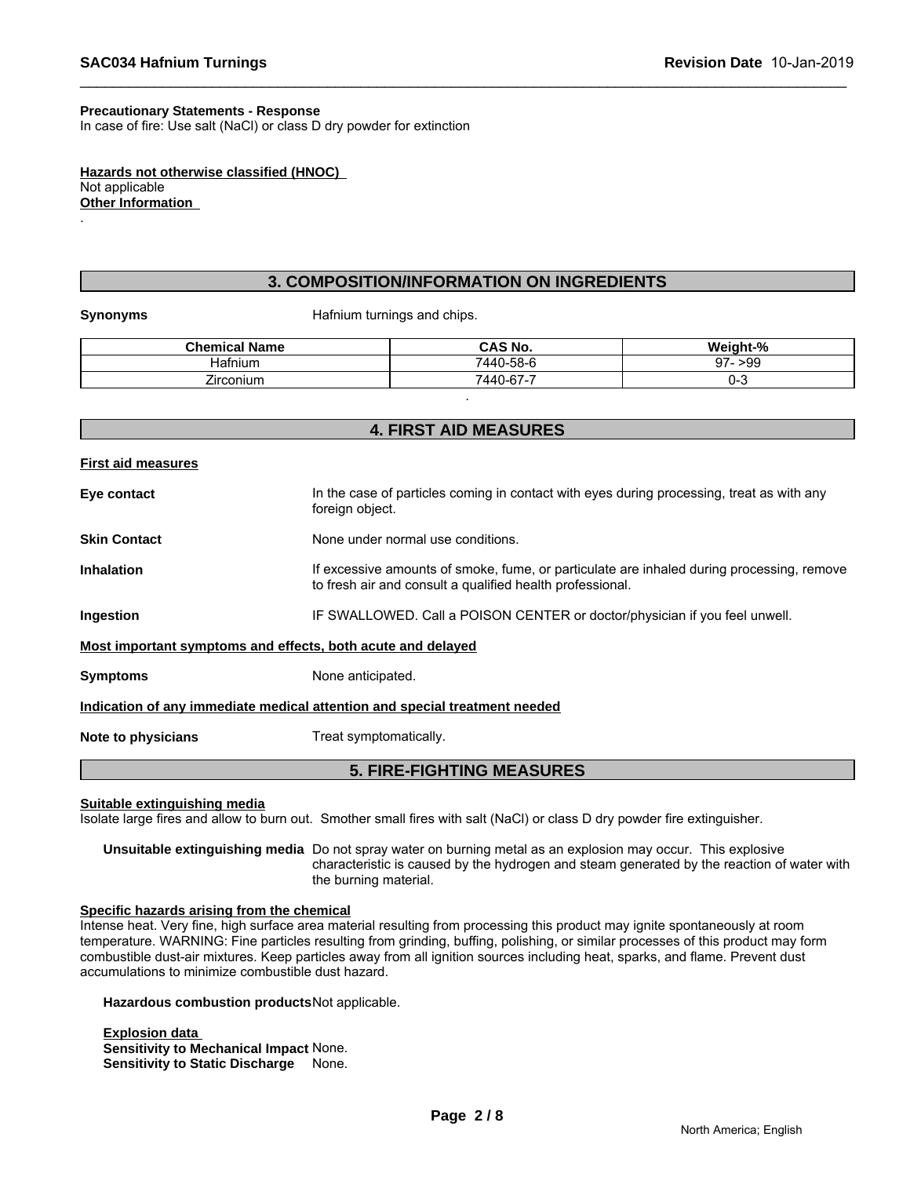**Precautionary Statements - Response**
In case of fire: Use salt (NaCl) or class D dry powder for extinction

**Hazards not otherwise classified (HNOC)**
Not applicable
**Other Information**
.

## 3. COMPOSITION/INFORMATION ON INGREDIENTS

**Synonyms** Hafnium turnings and chips.

| Chemical Name | CAS No. | Weight-% |
|---|---|---|
| Hafnium | 7440-58-6 | 97- >99 |
| Zirconium | 7440-67-7 | 0-3 |

.

## 4. FIRST AID MEASURES

**First aid measures**

**Eye contact** In the case of particles coming in contact with eyes during processing, treat as with any foreign object.

**Skin Contact** None under normal use conditions.

**Inhalation** If excessive amounts of smoke, fume, or particulate are inhaled during processing, remove to fresh air and consult a qualified health professional.

**Ingestion** IF SWALLOWED. Call a POISON CENTER or doctor/physician if you feel unwell.

**Most important symptoms and effects, both acute and delayed**

**Symptoms** None anticipated.

**Indication of any immediate medical attention and special treatment needed**

**Note to physicians** Treat symptomatically.

## 5. FIRE-FIGHTING MEASURES

**Suitable extinguishing media**
Isolate large fires and allow to burn out. Smother small fires with salt (NaCl) or class D dry powder fire extinguisher.

**Unsuitable extinguishing media** Do not spray water on burning metal as an explosion may occur. This explosive characteristic is caused by the hydrogen and steam generated by the reaction of water with the burning material.

**Specific hazards arising from the chemical**
Intense heat. Very fine, high surface area material resulting from processing this product may ignite spontaneously at room temperature. WARNING: Fine particles resulting from grinding, buffing, polishing, or similar processes of this product may form combustible dust-air mixtures. Keep particles away from all ignition sources including heat, sparks, and flame. Prevent dust accumulations to minimize combustible dust hazard.

**Hazardous combustion products** Not applicable.

**Explosion data**
**Sensitivity to Mechanical Impact** None.
**Sensitivity to Static Discharge** None.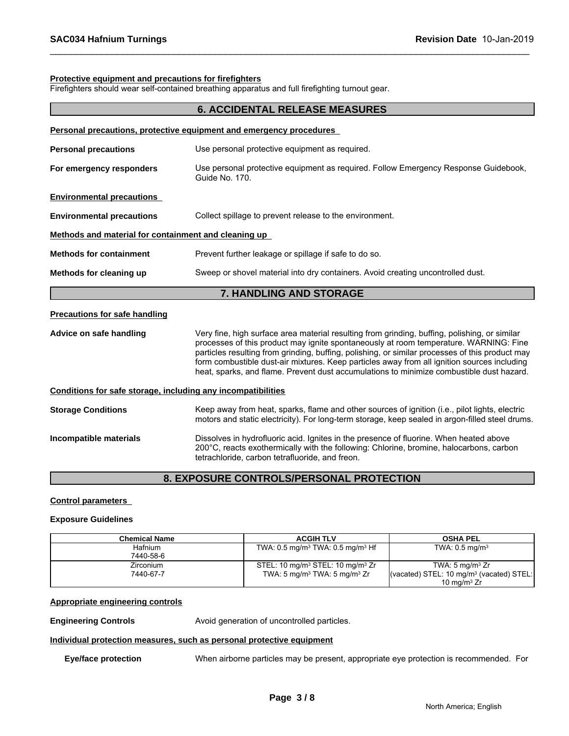**Protective equipment and precautions for firefighters**

Firefighters should wear self-contained breathing apparatus and full firefighting turnout gear.

## 6. ACCIDENTAL RELEASE MEASURES

**Personal precautions, protective equipment and emergency procedures**

**Personal precautions** Use personal protective equipment as required.

**For emergency responders** Use personal protective equipment as required. Follow Emergency Response Guidebook, Guide No. 170.

**Environmental precautions**

**Environmental precautions** Collect spillage to prevent release to the environment.

**Methods and material for containment and cleaning up**

**Methods for containment** Prevent further leakage or spillage if safe to do so.

**Methods for cleaning up** Sweep or shovel material into dry containers. Avoid creating uncontrolled dust.

## 7. HANDLING AND STORAGE

**Precautions for safe handling**

**Advice on safe handling** Very fine, high surface area material resulting from grinding, buffing, polishing, or similar processes of this product may ignite spontaneously at room temperature. WARNING: Fine particles resulting from grinding, buffing, polishing, or similar processes of this product may form combustible dust-air mixtures. Keep particles away from all ignition sources including heat, sparks, and flame. Prevent dust accumulations to minimize combustible dust hazard.

**Conditions for safe storage, including any incompatibilities**

**Storage Conditions** Keep away from heat, sparks, flame and other sources of ignition (i.e., pilot lights, electric motors and static electricity). For long-term storage, keep sealed in argon-filled steel drums.

**Incompatible materials** Dissolves in hydrofluoric acid. Ignites in the presence of fluorine. When heated above 200°C, reacts exothermically with the following: Chlorine, bromine, halocarbons, carbon tetrachloride, carbon tetrafluoride, and freon.

## 8. EXPOSURE CONTROLS/PERSONAL PROTECTION

**Control parameters**

**Exposure Guidelines**

| Chemical Name | ACGIH TLV | OSHA PEL |
|---|---|---|
| Hafnium<br>7440-58-6 | TWA: 0.5 mg/m³ TWA: 0.5 mg/m³ Hf | TWA: 0.5 mg/m³ |
| Zirconium<br>7440-67-7 | STEL: 10 mg/m³ STEL: 10 mg/m³ Zr<br>TWA: 5 mg/m³ TWA: 5 mg/m³ Zr | TWA: 5 mg/m³ Zr<br>(vacated) STEL: 10 mg/m³ (vacated) STEL: 10 mg/m³ Zr |

**Appropriate engineering controls**

**Engineering Controls** Avoid generation of uncontrolled particles.

**Individual protection measures, such as personal protective equipment**

**Eye/face protection** When airborne particles may be present, appropriate eye protection is recommended. For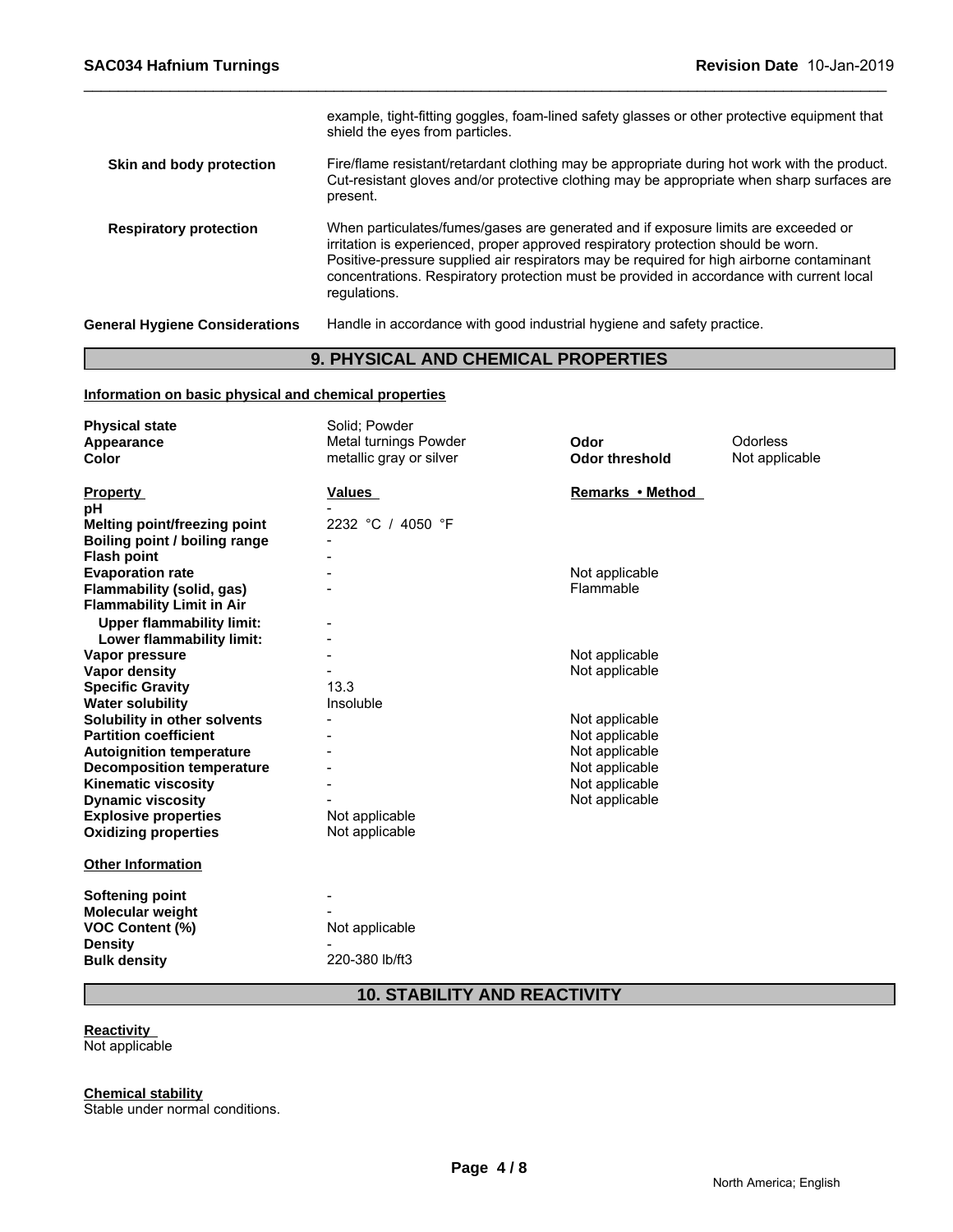example, tight-fitting goggles, foam-lined safety glasses or other protective equipment that shield the eyes from particles.

**Skin and body protection** Fire/flame resistant/retardant clothing may be appropriate during hot work with the product. Cut-resistant gloves and/or protective clothing may be appropriate when sharp surfaces are present.

**Respiratory protection** When particulates/fumes/gases are generated and if exposure limits are exceeded or irritation is experienced, proper approved respiratory protection should be worn. Positive-pressure supplied air respirators may be required for high airborne contaminant concentrations. Respiratory protection must be provided in accordance with current local regulations.

**General Hygiene Considerations** Handle in accordance with good industrial hygiene and safety practice.

## 9. PHYSICAL AND CHEMICAL PROPERTIES

**Information on basic physical and chemical properties**

| | | | |
|---|---|---|---|
| **Physical state** | Solid; Powder | | |
| **Appearance** | Metal turnings Powder | **Odor** | Odorless |
| **Color** | metallic gray or silver | **Odor threshold** | Not applicable |

| **Property** | **Values** | **Remarks • Method** |
|---|---|---|
| **pH** | - | |
| **Melting point/freezing point** | 2232 °C / 4050 °F | |
| **Boiling point / boiling range** | - | |
| **Flash point** | - | |
| **Evaporation rate** | - | Not applicable |
| **Flammability (solid, gas)** | - | Flammable |
| **Flammability Limit in Air** | | |
| **Upper flammability limit:** | - | |
| **Lower flammability limit:** | - | |
| **Vapor pressure** | - | Not applicable |
| **Vapor density** | - | Not applicable |
| **Specific Gravity** | 13.3 | |
| **Water solubility** | Insoluble | |
| **Solubility in other solvents** | - | Not applicable |
| **Partition coefficient** | - | Not applicable |
| **Autoignition temperature** | - | Not applicable |
| **Decomposition temperature** | - | Not applicable |
| **Kinematic viscosity** | - | Not applicable |
| **Dynamic viscosity** | - | Not applicable |
| **Explosive properties** | Not applicable | |
| **Oxidizing properties** | Not applicable | |

**Other Information**

| | |
|---|---|
| **Softening point** | - |
| **Molecular weight** | - |
| **VOC Content (%)** | Not applicable |
| **Density** | - |
| **Bulk density** | 220-380 lb/ft3 |

## 10. STABILITY AND REACTIVITY

**Reactivity**
Not applicable

**Chemical stability**
Stable under normal conditions.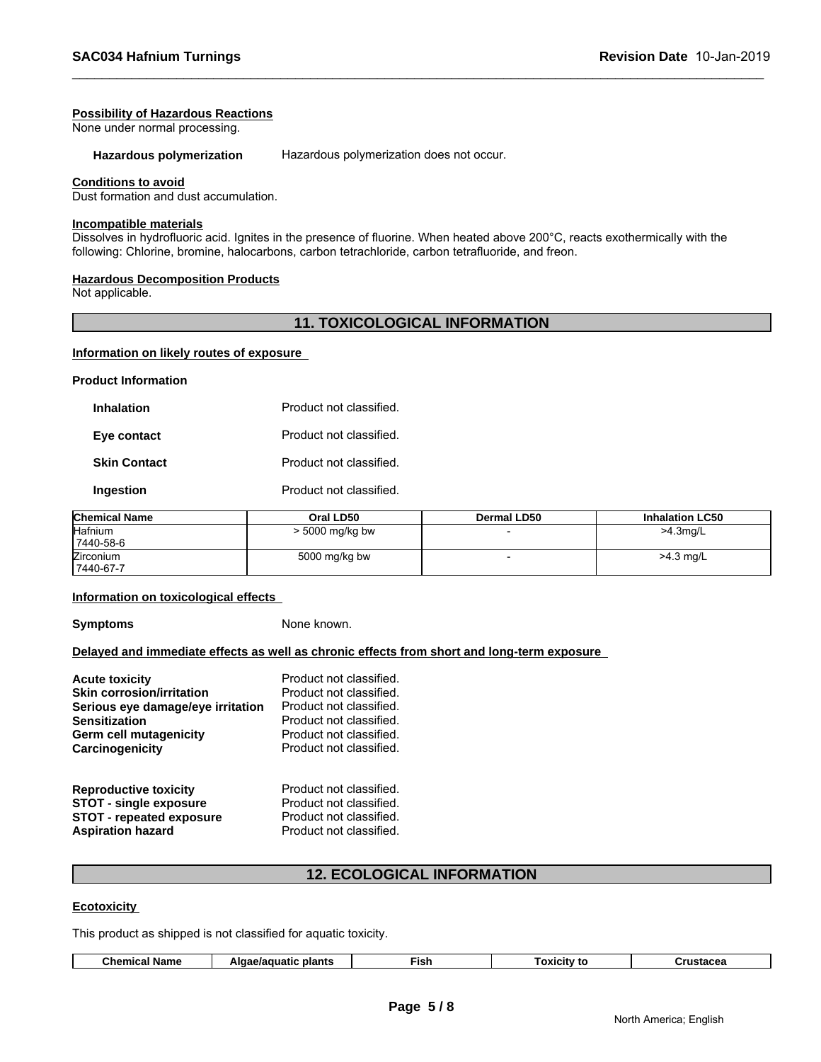**Possibility of Hazardous Reactions**
None under normal processing.

**Hazardous polymerization** Hazardous polymerization does not occur.

**Conditions to avoid**
Dust formation and dust accumulation.

**Incompatible materials**
Dissolves in hydrofluoric acid. Ignites in the presence of fluorine. When heated above 200°C, reacts exothermically with the following: Chlorine, bromine, halocarbons, carbon tetrachloride, carbon tetrafluoride, and freon.

**Hazardous Decomposition Products**
Not applicable.

## 11. TOXICOLOGICAL INFORMATION

**Information on likely routes of exposure**

**Product Information**

**Inhalation** Product not classified.

**Eye contact** Product not classified.

**Skin Contact** Product not classified.

**Ingestion** Product not classified.

| Chemical Name | Oral LD50 | Dermal LD50 | Inhalation LC50 |
|---|---|---|---|
| Hafnium 7440-58-6 | > 5000 mg/kg bw | - | >4.3mg/L |
| Zirconium 7440-67-7 | 5000 mg/kg bw | - | >4.3 mg/L |

**Information on toxicological effects**

**Symptoms** None known.

**Delayed and immediate effects as well as chronic effects from short and long-term exposure**

**Acute toxicity** Product not classified.
**Skin corrosion/irritation** Product not classified.
**Serious eye damage/eye irritation** Product not classified.
**Sensitization** Product not classified.
**Germ cell mutagenicity** Product not classified.
**Carcinogenicity** Product not classified.

**Reproductive toxicity** Product not classified.
**STOT - single exposure** Product not classified.
**STOT - repeated exposure** Product not classified.
**Aspiration hazard** Product not classified.

## 12. ECOLOGICAL INFORMATION

**Ecotoxicity**

This product as shipped is not classified for aquatic toxicity.

| Chemical Name | Algae/aquatic plants | Fish | Toxicity to | Crustacea |
|---|---|---|---|---|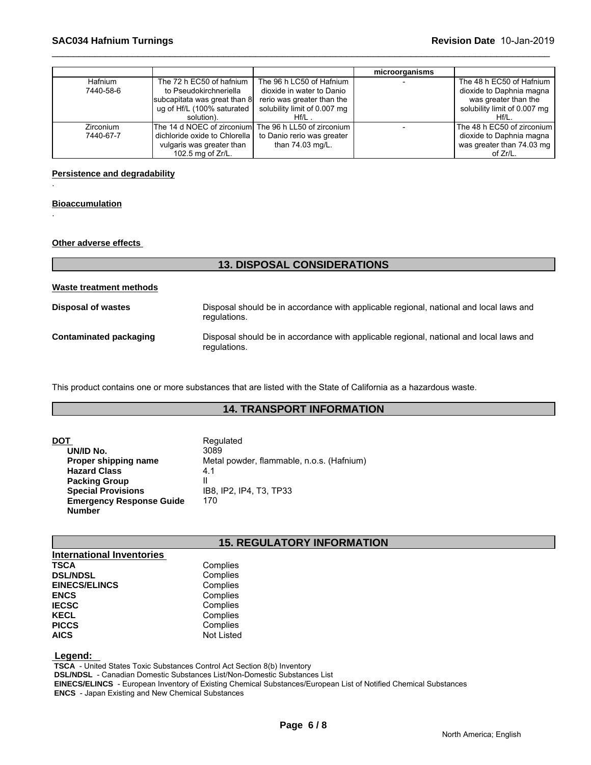| | | | microorganisms | |
|---|---|---|---|---|
| Hafnium<br>7440-58-6 | The 72 h EC50 of hafnium to Pseudokirchneriella subcapitata was great than 8 ug of Hf/L (100% saturated solution). | The 96 h LC50 of Hafnium dioxide in water to Danio rerio was greater than the solubility limit of 0.007 mg Hf/L . | - | The 48 h EC50 of Hafnium dioxide to Daphnia magna was greater than the solubility limit of 0.007 mg Hf/L. |
| Zirconium<br>7440-67-7 | The 14 d NOEC of zirconium dichloride oxide to Chlorella vulgaris was greater than 102.5 mg of Zr/L. | The 96 h LL50 of zirconium to Danio rerio was greater than 74.03 mg/L. | - | The 48 h EC50 of zirconium dioxide to Daphnia magna was greater than 74.03 mg of Zr/L. |

**Persistence and degradability**

.

**Bioaccumulation**

.

**Other adverse effects**

## 13. DISPOSAL CONSIDERATIONS

**Waste treatment methods**

**Disposal of wastes** Disposal should be in accordance with applicable regional, national and local laws and regulations.

**Contaminated packaging** Disposal should be in accordance with applicable regional, national and local laws and regulations.

This product contains one or more substances that are listed with the State of California as a hazardous waste.

## 14. TRANSPORT INFORMATION

**DOT** Regulated

**UN/ID No.** 3089

**Proper shipping name** Metal powder, flammable, n.o.s. (Hafnium)

**Hazard Class** 4.1

**Packing Group** II

**Special Provisions** IB8, IP2, IP4, T3, TP33

**Emergency Response Guide Number** 170

## 15. REGULATORY INFORMATION

**International Inventories**

| | |
|---|---|
| **TSCA** | Complies |
| **DSL/NDSL** | Complies |
| **EINECS/ELINCS** | Complies |
| **ENCS** | Complies |
| **IECSC** | Complies |
| **KECL** | Complies |
| **PICCS** | Complies |
| **AICS** | Not Listed |

**Legend:**

**TSCA** - United States Toxic Substances Control Act Section 8(b) Inventory
**DSL/NDSL** - Canadian Domestic Substances List/Non-Domestic Substances List
**EINECS/ELINCS** - European Inventory of Existing Chemical Substances/European List of Notified Chemical Substances
**ENCS** - Japan Existing and New Chemical Substances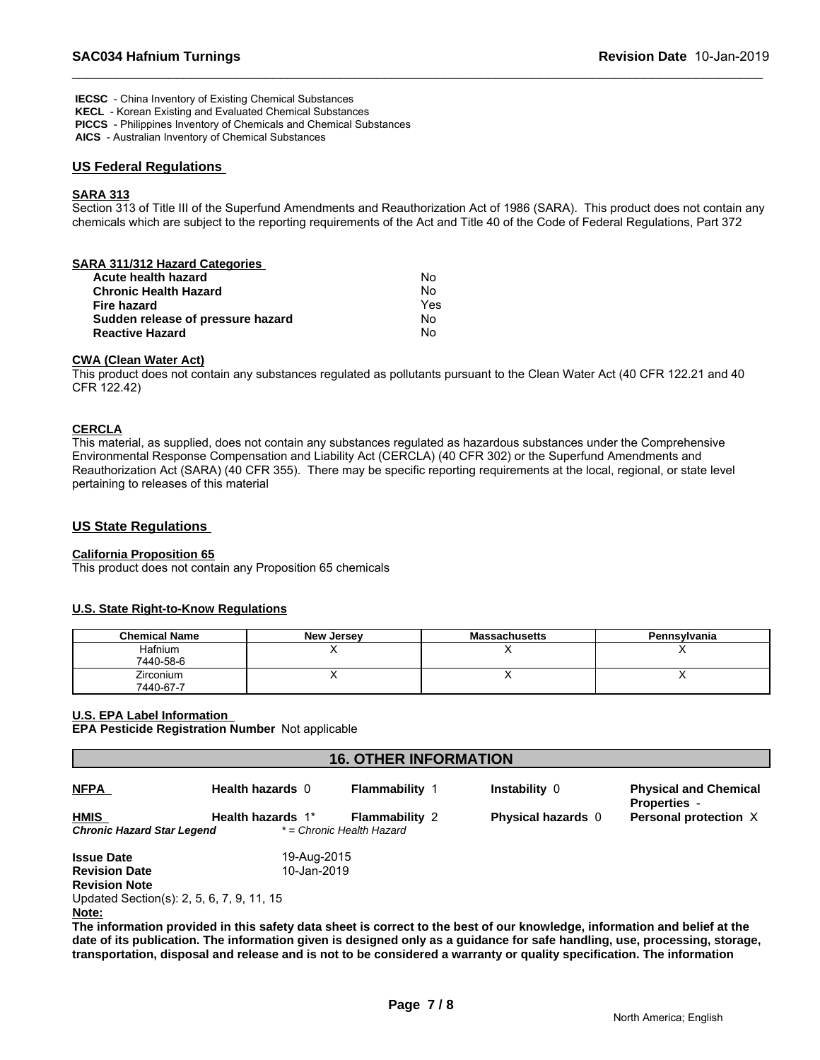**IECSC** - China Inventory of Existing Chemical Substances
**KECL** - Korean Existing and Evaluated Chemical Substances
**PICCS** - Philippines Inventory of Chemicals and Chemical Substances
**AICS** - Australian Inventory of Chemical Substances

## US Federal Regulations

### SARA 313

Section 313 of Title III of the Superfund Amendments and Reauthorization Act of 1986 (SARA). This product does not contain any chemicals which are subject to the reporting requirements of the Act and Title 40 of the Code of Federal Regulations, Part 372

### SARA 311/312 Hazard Categories

| | |
|---|---|
| **Acute health hazard** | No |
| **Chronic Health Hazard** | No |
| **Fire hazard** | Yes |
| **Sudden release of pressure hazard** | No |
| **Reactive Hazard** | No |

### CWA (Clean Water Act)

This product does not contain any substances regulated as pollutants pursuant to the Clean Water Act (40 CFR 122.21 and 40 CFR 122.42)

### CERCLA

This material, as supplied, does not contain any substances regulated as hazardous substances under the Comprehensive Environmental Response Compensation and Liability Act (CERCLA) (40 CFR 302) or the Superfund Amendments and Reauthorization Act (SARA) (40 CFR 355). There may be specific reporting requirements at the local, regional, or state level pertaining to releases of this material

## US State Regulations

### California Proposition 65

This product does not contain any Proposition 65 chemicals

### U.S. State Right-to-Know Regulations

| Chemical Name | New Jersey | Massachusetts | Pennsylvania |
|---|---|---|---|
| Hafnium<br>7440-58-6 | X | X | X |
| Zirconium<br>7440-67-7 | X | X | X |

### U.S. EPA Label Information

**EPA Pesticide Registration Number** Not applicable

## 16. OTHER INFORMATION

| | | | | |
|---|---|---|---|---|
| **NFPA** | **Health hazards** 0 | **Flammability** 1 | **Instability** 0 | **Physical and Chemical Properties** - |
| **HMIS** | **Health hazards** 1* | **Flammability** 2 | **Physical hazards** 0 | **Personal protection** X |
| ***Chronic Hazard Star Legend*** | *\* = Chronic Health Hazard* | | | |

**Issue Date** 19-Aug-2015
**Revision Date** 10-Jan-2019
**Revision Note**
Updated Section(s): 2, 5, 6, 7, 9, 11, 15

**Note:**

**The information provided in this safety data sheet is correct to the best of our knowledge, information and belief at the date of its publication. The information given is designed only as a guidance for safe handling, use, processing, storage, transportation, disposal and release and is not to be considered a warranty or quality specification. The information**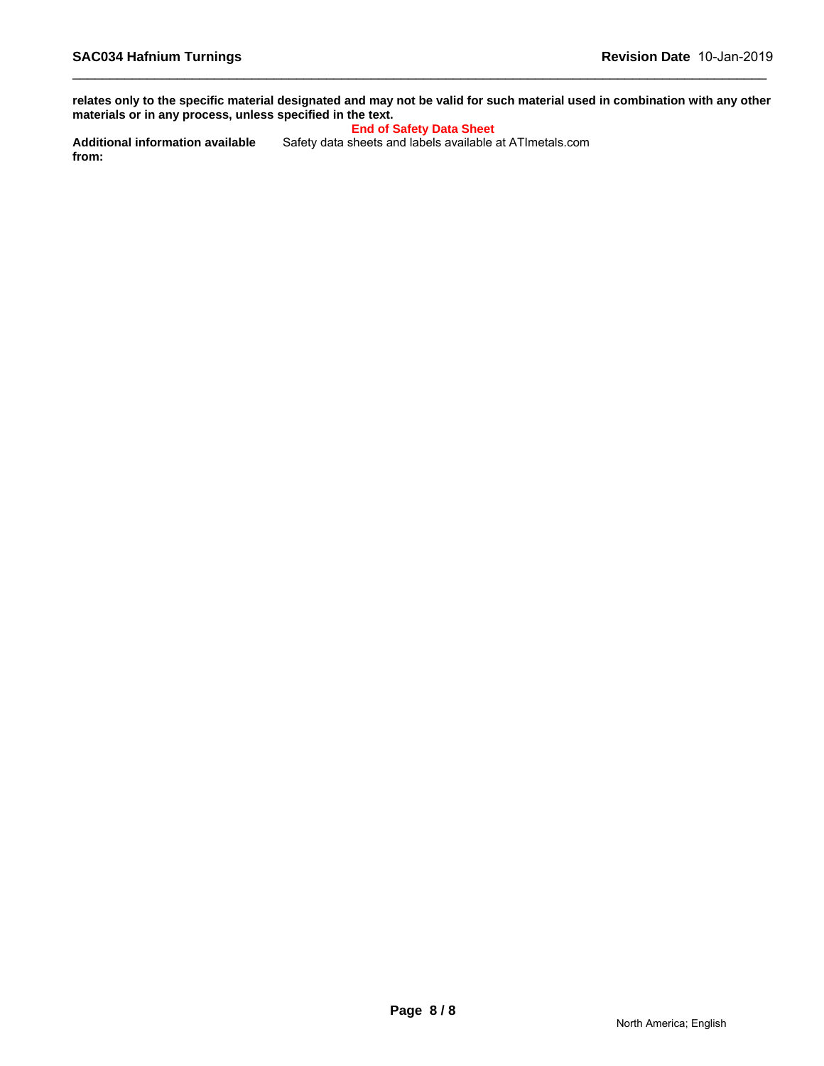**relates only to the specific material designated and may not be valid for such material used in combination with any other materials or in any process, unless specified in the text.**

**End of Safety Data Sheet**

**Additional information available from:** Safety data sheets and labels available at ATImetals.com